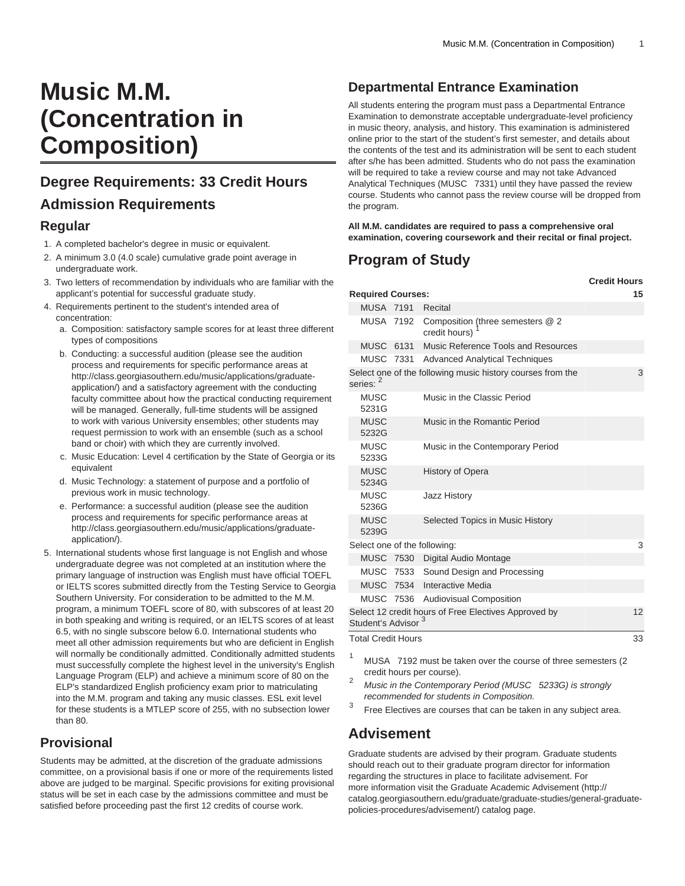# Music M.M. (Concentration in Composition)

## Degree Requirements: 33 Credit Hours

## Admission Requirements

### Regular

1. A completed bachelor's degree in music or equivalent.
2. A minimum 3.0 (4.0 scale) cumulative grade point average in undergraduate work.
3. Two letters of recommendation by individuals who are familiar with the applicant's potential for successful graduate study.
4. Requirements pertinent to the student's intended area of concentration:
   a. Composition: satisfactory sample scores for at least three different types of compositions
   b. Conducting: a successful audition (please see the audition process and requirements for specific performance areas at http://class.georgiasouthern.edu/music/applications/graduate-application/) and a satisfactory agreement with the conducting faculty committee about how the practical conducting requirement will be managed. Generally, full-time students will be assigned to work with various University ensembles; other students may request permission to work with an ensemble (such as a school band or choir) with which they are currently involved.
   c. Music Education: Level 4 certification by the State of Georgia or its equivalent
   d. Music Technology: a statement of purpose and a portfolio of previous work in music technology.
   e. Performance: a successful audition (please see the audition process and requirements for specific performance areas at http://class.georgiasouthern.edu/music/applications/graduate-application/).
5. International students whose first language is not English and whose undergraduate degree was not completed at an institution where the primary language of instruction was English must have official TOEFL or IELTS scores submitted directly from the Testing Service to Georgia Southern University. For consideration to be admitted to the M.M. program, a minimum TOEFL score of 80, with subscores of at least 20 in both speaking and writing is required, or an IELTS scores of at least 6.5, with no single subscore below 6.0. International students who meet all other admission requirements but who are deficient in English will normally be conditionally admitted. Conditionally admitted students must successfully complete the highest level in the university's English Language Program (ELP) and achieve a minimum score of 80 on the ELP's standardized English proficiency exam prior to matriculating into the M.M. program and taking any music classes. ESL exit level for these students is a MTLEP score of 255, with no subsection lower than 80.

### Provisional

Students may be admitted, at the discretion of the graduate admissions committee, on a provisional basis if one or more of the requirements listed above are judged to be marginal. Specific provisions for exiting provisional status will be set in each case by the admissions committee and must be satisfied before proceeding past the first 12 credits of course work.

## Departmental Entrance Examination

All students entering the program must pass a Departmental Entrance Examination to demonstrate acceptable undergraduate-level proficiency in music theory, analysis, and history. This examination is administered online prior to the start of the student's first semester, and details about the contents of the test and its administration will be sent to each student after s/he has been admitted. Students who do not pass the examination will be required to take a review course and may not take Advanced Analytical Techniques (MUSC 7331) until they have passed the review course. Students who cannot pass the review course will be dropped from the program.

**All M.M. candidates are required to pass a comprehensive oral examination, covering coursework and their recital or final project.**

## Program of Study

| | | Credit Hours |
|---|---|---|
| **Required Courses:** | | **15** |
| MUSA 7191 | Recital | |
| MUSA 7192 | Composition (three semesters @ 2 credit hours) [1] | |
| MUSC 6131 | Music Reference Tools and Resources | |
| MUSC 7331 | Advanced Analytical Techniques | |
| Select one of the following music history courses from the series: [2] | | 3 |
| MUSC 5231G | Music in the Classic Period | |
| MUSC 5232G | Music in the Romantic Period | |
| MUSC 5233G | Music in the Contemporary Period | |
| MUSC 5234G | History of Opera | |
| MUSC 5236G | Jazz History | |
| MUSC 5239G | Selected Topics in Music History | |
| Select one of the following: | | 3 |
| MUSC 7530 | Digital Audio Montage | |
| MUSC 7533 | Sound Design and Processing | |
| MUSC 7534 | Interactive Media | |
| MUSC 7536 | Audiovisual Composition | |
| Select 12 credit hours of Free Electives Approved by Student's Advisor [3] | | 12 |
| Total Credit Hours | | 33 |

1. MUSA 7192 must be taken over the course of three semesters (2 credit hours per course).
2. *Music in the Contemporary Period (MUSC 5233G) is strongly recommended for students in Composition.*
3. Free Electives are courses that can be taken in any subject area.

## Advisement

Graduate students are advised by their program. Graduate students should reach out to their graduate program director for information regarding the structures in place to facilitate advisement. For more information visit the Graduate Academic Advisement (http://catalog.georgiasouthern.edu/graduate/graduate-studies/general-graduate-policies-procedures/advisement/) catalog page.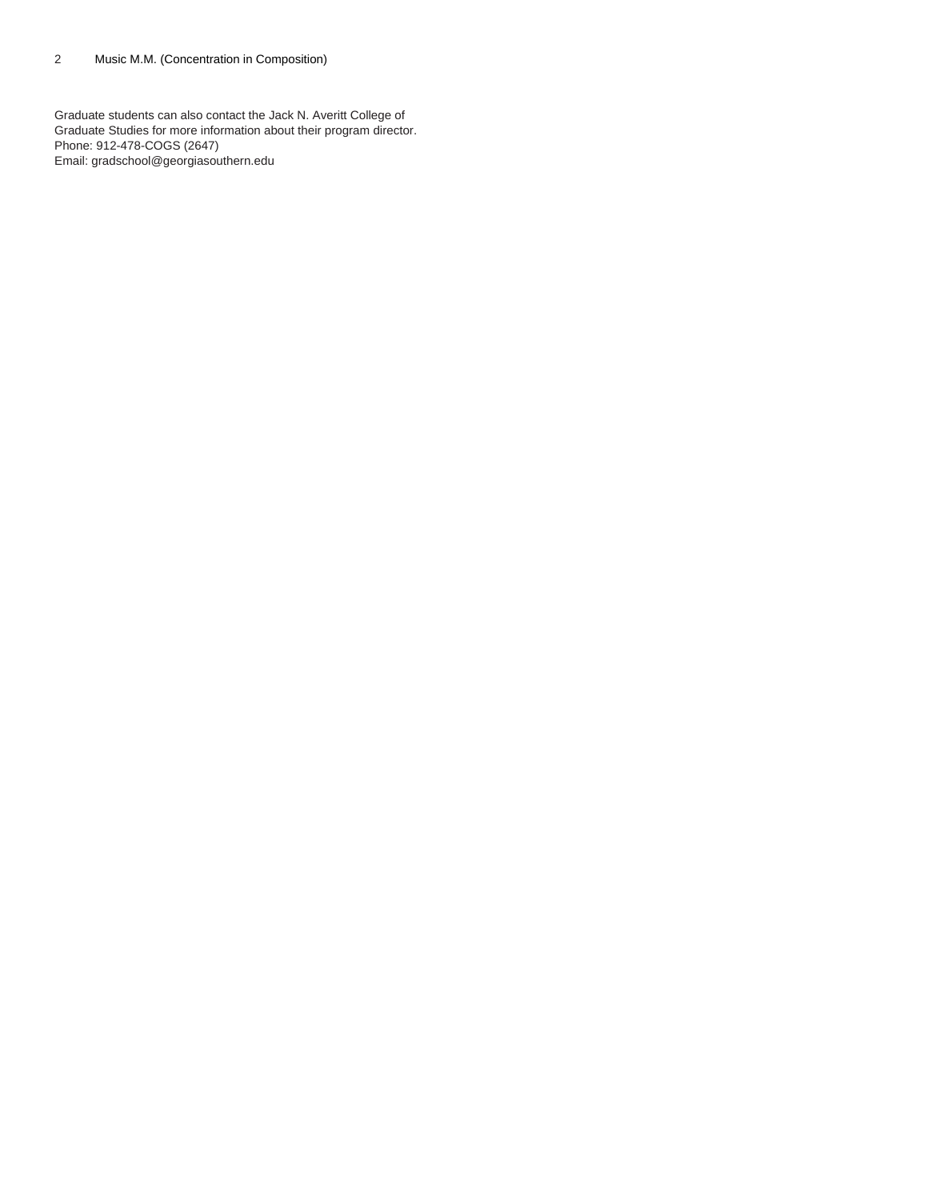Graduate students can also contact the Jack N. Averitt College of Graduate Studies for more information about their program director.
Phone: 912-478-COGS (2647)
Email: gradschool@georgiasouthern.edu